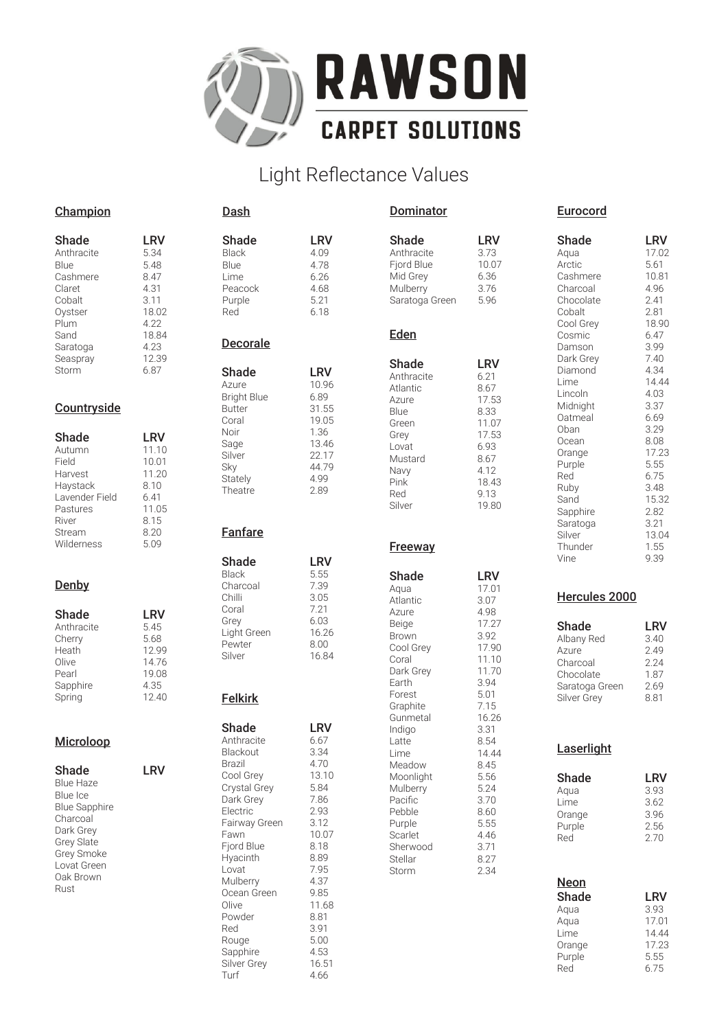# RAWSON CARPET SOLUTIONS

## Light Reflectance Values

### Champion

| Shade | LRV |
|---|---|
| Anthracite | 5.34 |
| Blue | 5.48 |
| Cashmere | 8.47 |
| Claret | 4.31 |
| Cobalt | 3.11 |
| Oystser | 18.02 |
| Plum | 4.22 |
| Sand | 18.84 |
| Saratoga | 4.23 |
| Seaspray | 12.39 |
| Storm | 6.87 |

### Countryside

| Shade | LRV |
|---|---|
| Autumn | 11.10 |
| Field | 10.01 |
| Harvest | 11.20 |
| Haystack | 8.10 |
| Lavender Field | 6.41 |
| Pastures | 11.05 |
| River | 8.15 |
| Stream | 8.20 |
| Wilderness | 5.09 |

### Denby

| Shade | LRV |
|---|---|
| Anthracite | 5.45 |
| Cherry | 5.68 |
| Heath | 12.99 |
| Olive | 14.76 |
| Pearl | 19.08 |
| Sapphire | 4.35 |
| Spring | 12.40 |

### Microloop

| Shade | LRV |
|---|---|
| Blue Haze | |
| Blue Ice | |
| Blue Sapphire | |
| Charcoal | |
| Dark Grey | |
| Grey Slate | |
| Grey Smoke | |
| Lovat Green | |
| Oak Brown | |
| Rust | |

### Dash

| Shade | LRV |
|---|---|
| Black | 4.09 |
| Blue | 4.78 |
| Lime | 6.26 |
| Peacock | 4.68 |
| Purple | 5.21 |
| Red | 6.18 |

### Decorale

| Shade | LRV |
|---|---|
| Azure | 10.96 |
| Bright Blue | 6.89 |
| Butter | 31.55 |
| Coral | 19.05 |
| Noir | 1.36 |
| Sage | 13.46 |
| Silver | 22.17 |
| Sky | 44.79 |
| Stately | 4.99 |
| Theatre | 2.89 |

### Fanfare

| Shade | LRV |
|---|---|
| Black | 5.55 |
| Charcoal | 7.39 |
| Chilli | 3.05 |
| Coral | 7.21 |
| Grey | 6.03 |
| Light Green | 16.26 |
| Pewter | 8.00 |
| Silver | 16.84 |

### Felkirk

| Shade | LRV |
|---|---|
| Anthracite | 6.67 |
| Blackout | 3.34 |
| Brazil | 4.70 |
| Cool Grey | 13.10 |
| Crystal Grey | 5.84 |
| Dark Grey | 7.86 |
| Electric | 2.93 |
| Fairway Green | 3.12 |
| Fawn | 10.07 |
| Fjord Blue | 8.18 |
| Hyacinth | 8.89 |
| Lovat | 7.95 |
| Mulberry | 4.37 |
| Ocean Green | 9.85 |
| Olive | 11.68 |
| Powder | 8.81 |
| Red | 3.91 |
| Rouge | 5.00 |
| Sapphire | 4.53 |
| Silver Grey | 16.51 |
| Turf | 4.66 |

### Dominator

| Shade | LRV |
|---|---|
| Anthracite | 3.73 |
| Fjord Blue | 10.07 |
| Mid Grey | 6.36 |
| Mulberry | 3.76 |
| Saratoga Green | 5.96 |

### Eden

| Shade | LRV |
|---|---|
| Anthracite | 6.21 |
| Atlantic | 8.67 |
| Azure | 17.53 |
| Blue | 8.33 |
| Green | 11.07 |
| Grey | 17.53 |
| Lovat | 6.93 |
| Mustard | 8.67 |
| Navy | 4.12 |
| Pink | 18.43 |
| Red | 9.13 |
| Silver | 19.80 |

### Freeway

| Shade | LRV |
|---|---|
| Aqua | 17.01 |
| Atlantic | 3.07 |
| Azure | 4.98 |
| Beige | 17.27 |
| Brown | 3.92 |
| Cool Grey | 17.90 |
| Coral | 11.10 |
| Dark Grey | 11.70 |
| Earth | 3.94 |
| Forest | 5.01 |
| Graphite | 7.15 |
| Gunmetal | 16.26 |
| Indigo | 3.31 |
| Latte | 8.54 |
| Lime | 14.44 |
| Meadow | 8.45 |
| Moonlight | 5.56 |
| Mulberry | 5.24 |
| Pacific | 3.70 |
| Pebble | 8.60 |
| Purple | 5.55 |
| Scarlet | 4.46 |
| Sherwood | 3.71 |
| Stellar | 8.27 |
| Storm | 2.34 |

### Eurocord

| Shade | LRV |
|---|---|
| Aqua | 17.02 |
| Arctic | 5.61 |
| Cashmere | 10.81 |
| Charcoal | 4.96 |
| Chocolate | 2.41 |
| Cobalt | 2.81 |
| Cool Grey | 18.90 |
| Cosmic | 6.47 |
| Damson | 3.99 |
| Dark Grey | 7.40 |
| Diamond | 4.34 |
| Lime | 14.44 |
| Lincoln | 4.03 |
| Midnight | 3.37 |
| Oatmeal | 6.69 |
| Oban | 3.29 |
| Ocean | 8.08 |
| Orange | 17.23 |
| Purple | 5.55 |
| Red | 6.75 |
| Ruby | 3.48 |
| Sand | 15.32 |
| Sapphire | 2.82 |
| Saratoga | 3.21 |
| Silver | 13.04 |
| Thunder | 1.55 |
| Vine | 9.39 |

### Hercules 2000

| Shade | LRV |
|---|---|
| Albany Red | 3.40 |
| Azure | 2.49 |
| Charcoal | 2.24 |
| Chocolate | 1.87 |
| Saratoga Green | 2.69 |
| Silver Grey | 8.81 |

### Laserlight

| Shade | LRV |
|---|---|
| Aqua | 3.93 |
| Lime | 3.62 |
| Orange | 3.96 |
| Purple | 2.56 |
| Red | 2.70 |

### Neon

| Shade | LRV |
|---|---|
| Aqua | 3.93 |
| Aqua | 17.01 |
| Lime | 14.44 |
| Orange | 17.23 |
| Purple | 5.55 |
| Red | 6.75 |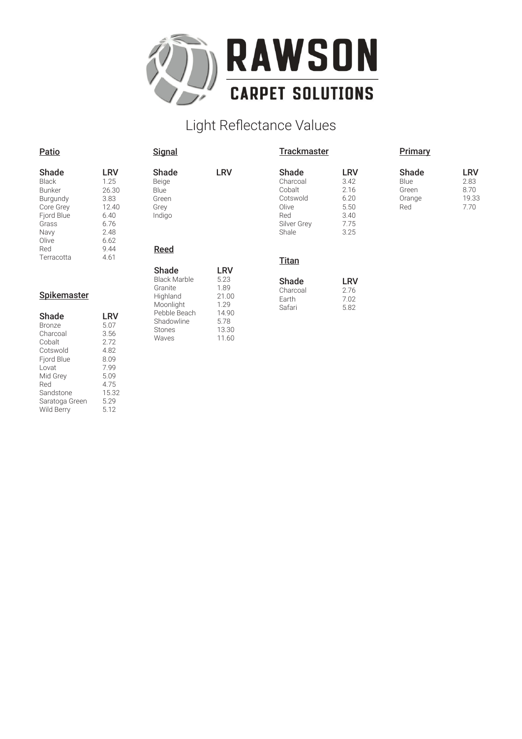# RAWSON CARPET SOLUTIONS

## Light Reflectance Values

### Patio

| Shade | LRV |
|---|---|
| Black | 1.25 |
| Bunker | 26.30 |
| Burgundy | 3.83 |
| Core Grey | 12.40 |
| Fjord Blue | 6.40 |
| Grass | 6.76 |
| Navy | 2.48 |
| Olive | 6.62 |
| Red | 9.44 |
| Terracotta | 4.61 |

### Spikemaster

| Shade | LRV |
|---|---|
| Bronze | 5.07 |
| Charcoal | 3.56 |
| Cobalt | 2.72 |
| Cotswold | 4.82 |
| Fjord Blue | 8.09 |
| Lovat | 7.99 |
| Mid Grey | 5.09 |
| Red | 4.75 |
| Sandstone | 15.32 |
| Saratoga Green | 5.29 |
| Wild Berry | 5.12 |

### Signal

| Shade | LRV |
|---|---|
| Beige | |
| Blue | |
| Green | |
| Grey | |
| Indigo | |

### Reed

| Shade | LRV |
|---|---|
| Black Marble | 5.23 |
| Granite | 1.89 |
| Highland | 21.00 |
| Moonlight | 1.29 |
| Pebble Beach | 14.90 |
| Shadowline | 5.78 |
| Stones | 13.30 |
| Waves | 11.60 |

### Trackmaster

| Shade | LRV |
|---|---|
| Charcoal | 3.42 |
| Cobalt | 2.16 |
| Cotswold | 6.20 |
| Olive | 5.50 |
| Red | 3.40 |
| Silver Grey | 7.75 |
| Shale | 3.25 |

### Titan

| Shade | LRV |
|---|---|
| Charcoal | 2.76 |
| Earth | 7.02 |
| Safari | 5.82 |

### Primary

| Shade | LRV |
|---|---|
| Blue | 2.83 |
| Green | 8.70 |
| Orange | 19.33 |
| Red | 7.70 |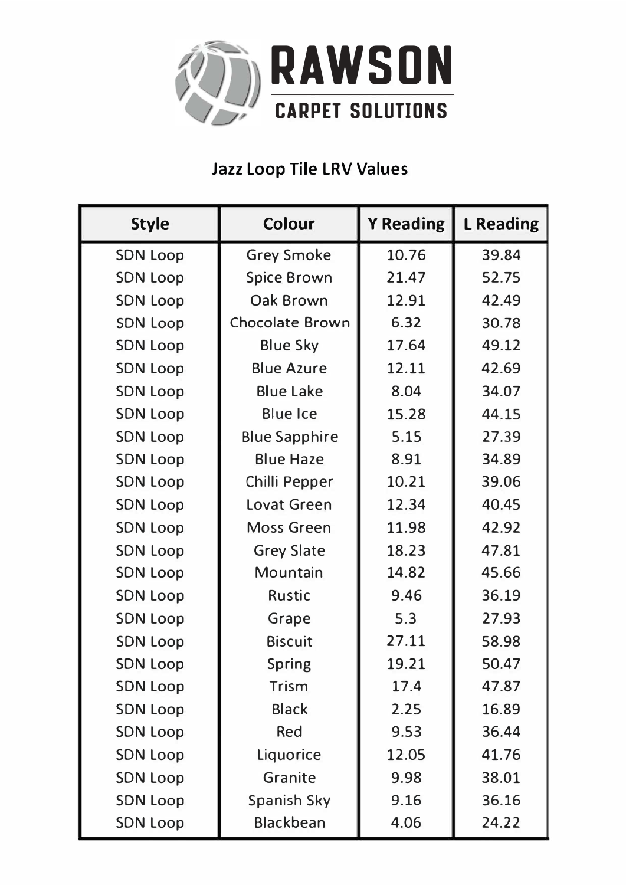# RAWSON

CARPET SOLUTIONS

## Jazz Loop Tile LRV Values

| Style | Colour | Y Reading | L Reading |
|---|---|---|---|
| SDN Loop | Grey Smoke | 10.76 | 39.84 |
| SDN Loop | Spice Brown | 21.47 | 52.75 |
| SDN Loop | Oak Brown | 12.91 | 42.49 |
| SDN Loop | Chocolate Brown | 6.32 | 30.78 |
| SDN Loop | Blue Sky | 17.64 | 49.12 |
| SDN Loop | Blue Azure | 12.11 | 42.69 |
| SDN Loop | Blue Lake | 8.04 | 34.07 |
| SDN Loop | Blue Ice | 15.28 | 44.15 |
| SDN Loop | Blue Sapphire | 5.15 | 27.39 |
| SDN Loop | Blue Haze | 8.91 | 34.89 |
| SDN Loop | Chilli Pepper | 10.21 | 39.06 |
| SDN Loop | Lovat Green | 12.34 | 40.45 |
| SDN Loop | Moss Green | 11.98 | 42.92 |
| SDN Loop | Grey Slate | 18.23 | 47.81 |
| SDN Loop | Mountain | 14.82 | 45.66 |
| SDN Loop | Rustic | 9.46 | 36.19 |
| SDN Loop | Grape | 5.3 | 27.93 |
| SDN Loop | Biscuit | 27.11 | 58.98 |
| SDN Loop | Spring | 19.21 | 50.47 |
| SDN Loop | Trism | 17.4 | 47.87 |
| SDN Loop | Black | 2.25 | 16.89 |
| SDN Loop | Red | 9.53 | 36.44 |
| SDN Loop | Liquorice | 12.05 | 41.76 |
| SDN Loop | Granite | 9.98 | 38.01 |
| SDN Loop | Spanish Sky | 9.16 | 36.16 |
| SDN Loop | Blackbean | 4.06 | 24.22 |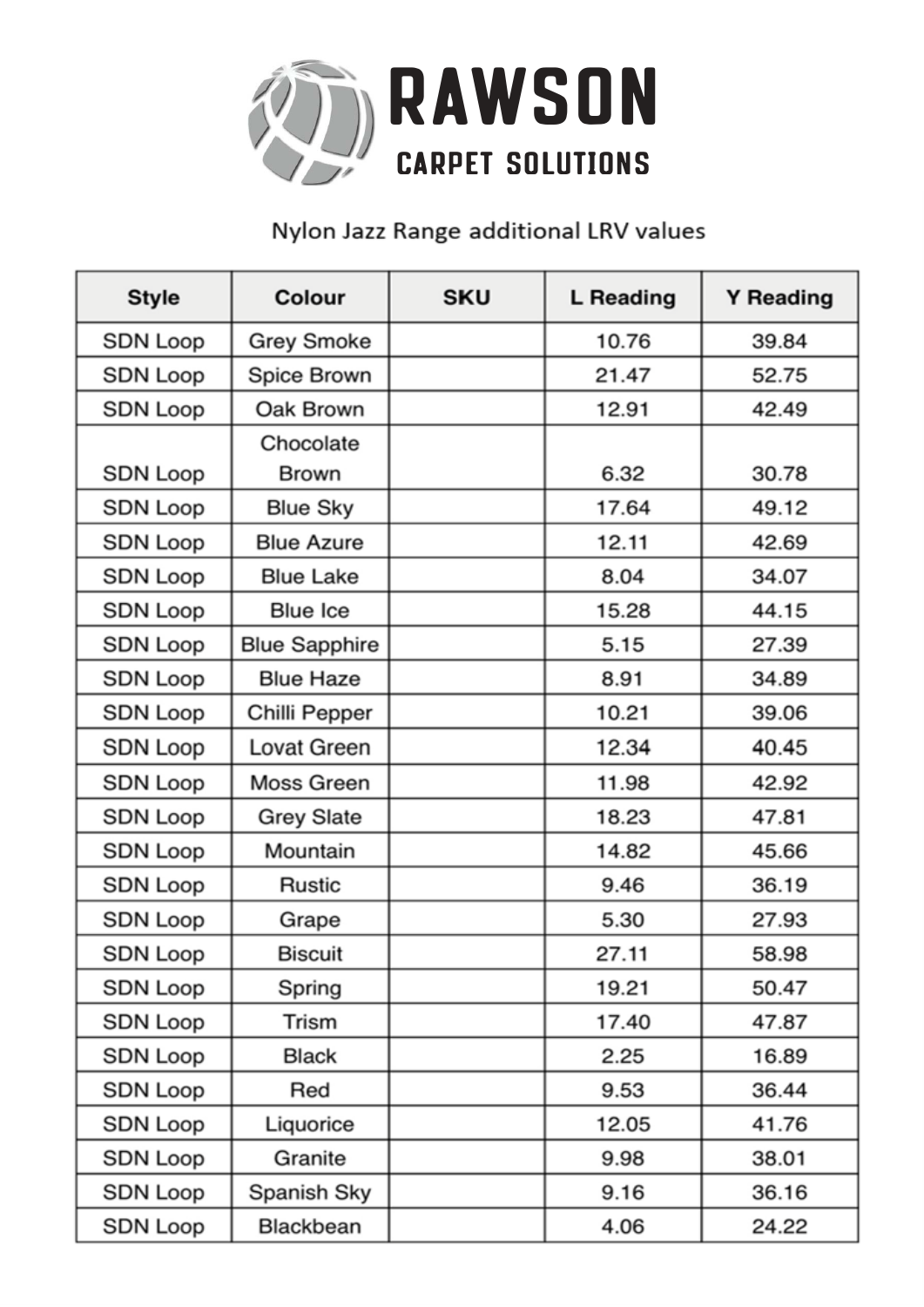# RAWSON

CARPET SOLUTIONS

Nylon Jazz Range additional LRV values

| Style | Colour | SKU | L Reading | Y Reading |
|---|---|---|---|---|
| SDN Loop | Grey Smoke | | 10.76 | 39.84 |
| SDN Loop | Spice Brown | | 21.47 | 52.75 |
| SDN Loop | Oak Brown | | 12.91 | 42.49 |
| SDN Loop | Chocolate Brown | | 6.32 | 30.78 |
| SDN Loop | Blue Sky | | 17.64 | 49.12 |
| SDN Loop | Blue Azure | | 12.11 | 42.69 |
| SDN Loop | Blue Lake | | 8.04 | 34.07 |
| SDN Loop | Blue Ice | | 15.28 | 44.15 |
| SDN Loop | Blue Sapphire | | 5.15 | 27.39 |
| SDN Loop | Blue Haze | | 8.91 | 34.89 |
| SDN Loop | Chilli Pepper | | 10.21 | 39.06 |
| SDN Loop | Lovat Green | | 12.34 | 40.45 |
| SDN Loop | Moss Green | | 11.98 | 42.92 |
| SDN Loop | Grey Slate | | 18.23 | 47.81 |
| SDN Loop | Mountain | | 14.82 | 45.66 |
| SDN Loop | Rustic | | 9.46 | 36.19 |
| SDN Loop | Grape | | 5.30 | 27.93 |
| SDN Loop | Biscuit | | 27.11 | 58.98 |
| SDN Loop | Spring | | 19.21 | 50.47 |
| SDN Loop | Trism | | 17.40 | 47.87 |
| SDN Loop | Black | | 2.25 | 16.89 |
| SDN Loop | Red | | 9.53 | 36.44 |
| SDN Loop | Liquorice | | 12.05 | 41.76 |
| SDN Loop | Granite | | 9.98 | 38.01 |
| SDN Loop | Spanish Sky | | 9.16 | 36.16 |
| SDN Loop | Blackbean | | 4.06 | 24.22 |